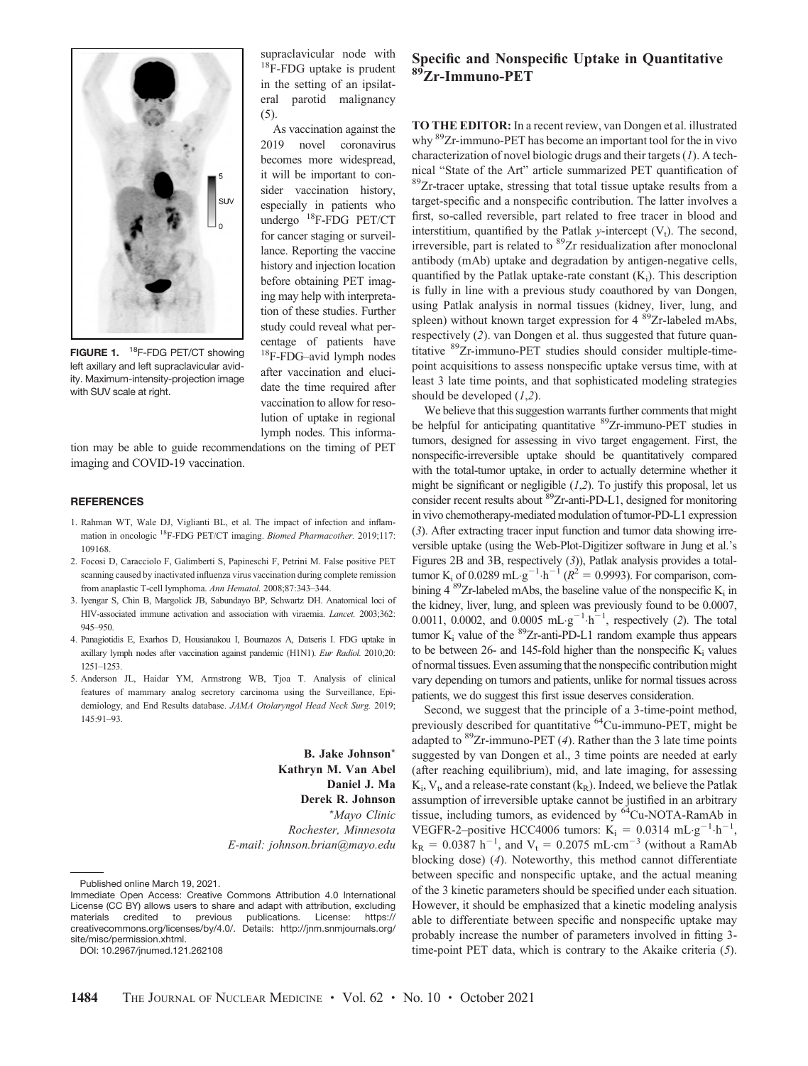supraclavicular node with $^{18}$F-FDG uptake is prudent in the setting of an ipsilateral parotid malignancy (5).

As vaccination against the 2019 novel coronavirus becomes more widespread, it will be important to consider vaccination history, especially in patients who undergo $^{18}$F-FDG PET/CT for cancer staging or surveillance. Reporting the vaccine history and injection location before obtaining PET imaging may help with interpretation of these studies. Further study could reveal what percentage of patients have $^{18}$F-FDG–avid lymph nodes after vaccination and elucidate the time required after vaccination to allow for resolution of uptake in regional lymph nodes. This information may be able to guide recommendations on the timing of PET imaging and COVID-19 vaccination.

**FIGURE 1.** $^{18}$F-FDG PET/CT showing left axillary and left supraclavicular avidity. Maximum-intensity-projection image with SUV scale at right.

## REFERENCES

1. Rahman WT, Wale DJ, Viglianti BL, et al. The impact of infection and inflammation in oncologic $^{18}$F-FDG PET/CT imaging. *Biomed Pharmacother.* 2019;117:109168.
2. Focosi D, Caracciolo F, Galimberti S, Papineschi F, Petrini M. False positive PET scanning caused by inactivated influenza virus vaccination during complete remission from anaplastic T-cell lymphoma. *Ann Hematol.* 2008;87:343–344.
3. Iyengar S, Chin B, Margolick JB, Sabundayo BP, Schwartz DH. Anatomical loci of HIV-associated immune activation and association with viraemia. *Lancet.* 2003;362:945–950.
4. Panagiotidis E, Exarhos D, Housianakou I, Bournazos A, Datseris I. FDG uptake in axillary lymph nodes after vaccination against pandemic (H1N1). *Eur Radiol.* 2010;20:1251–1253.
5. Anderson JL, Haidar YM, Armstrong WB, Tjoa T. Analysis of clinical features of mammary analog secretory carcinoma using the Surveillance, Epidemiology, and End Results database. *JAMA Otolaryngol Head Neck Surg.* 2019;145:91–93.

**B. Jake Johnson***
**Kathryn M. Van Abel**
**Daniel J. Ma**
**Derek R. Johnson**
**Mayo Clinic*
*Rochester, Minnesota*
*E-mail: johnson.brian@mayo.edu*

Published online March 19, 2021.

Immediate Open Access: Creative Commons Attribution 4.0 International License (CC BY) allows users to share and adapt with attribution, excluding materials credited to previous publications. License: https://creativecommons.org/licenses/by/4.0/. Details: http://jnm.snmjournals.org/site/misc/permission.xhtml.

DOI: 10.2967/jnumed.121.262108

# Specific and Nonspecific Uptake in Quantitative $^{89}$Zr-Immuno-PET

**TO THE EDITOR:** In a recent review, van Dongen et al. illustrated why $^{89}$Zr-immuno-PET has become an important tool for the in vivo characterization of novel biologic drugs and their targets (*1*). A technical "State of the Art" article summarized PET quantification of $^{89}$Zr-tracer uptake, stressing that total tissue uptake results from a target-specific and a nonspecific contribution. The latter involves a first, so-called reversible, part related to free tracer in blood and interstitium, quantified by the Patlak *y*-intercept ($V_t$). The second, irreversible, part is related to $^{89}$Zr residualization after monoclonal antibody (mAb) uptake and degradation by antigen-negative cells, quantified by the Patlak uptake-rate constant ($K_i$). This description is fully in line with a previous study coauthored by van Dongen, using Patlak analysis in normal tissues (kidney, liver, lung, and spleen) without known target expression for 4 $^{89}$Zr-labeled mAbs, respectively (*2*). van Dongen et al. thus suggested that future quantitative $^{89}$Zr-immuno-PET studies should consider multiple-time-point acquisitions to assess nonspecific uptake versus time, with at least 3 late time points, and that sophisticated modeling strategies should be developed (*1*,*2*).

We believe that this suggestion warrants further comments that might be helpful for anticipating quantitative $^{89}$Zr-immuno-PET studies in tumors, designed for assessing in vivo target engagement. First, the nonspecific-irreversible uptake should be quantitatively compared with the total-tumor uptake, in order to actually determine whether it might be significant or negligible (*1*,*2*). To justify this proposal, let us consider recent results about $^{89}$Zr-anti-PD-L1, designed for monitoring in vivo chemotherapy-mediated modulation of tumor-PD-L1 expression (*3*). After extracting tracer input function and tumor data showing irreversible uptake (using the Web-Plot-Digitizer software in Jung et al.'s Figures 2B and 3B, respectively (*3*)), Patlak analysis provides a total-tumor $K_i$ of 0.0289 $mL{\cdot}g^{-1}{\cdot}h^{-1}$ ($R^2$ = 0.9993). For comparison, combining 4 $^{89}$Zr-labeled mAbs, the baseline value of the nonspecific $K_i$ in the kidney, liver, lung, and spleen was previously found to be 0.0007, 0.0011, 0.0002, and 0.0005 $mL{\cdot}g^{-1}{\cdot}h^{-1}$, respectively (*2*). The total tumor $K_i$ value of the $^{89}$Zr-anti-PD-L1 random example thus appears to be between 26- and 145-fold higher than the nonspecific $K_i$ values of normal tissues. Even assuming that the nonspecific contribution might vary depending on tumors and patients, unlike for normal tissues across patients, we do suggest this first issue deserves consideration.

Second, we suggest that the principle of a 3-time-point method, previously described for quantitative $^{64}$Cu-immuno-PET, might be adapted to $^{89}$Zr-immuno-PET (*4*). Rather than the 3 late time points suggested by van Dongen et al., 3 time points are needed at early (after reaching equilibrium), mid, and late imaging, for assessing $K_i$, $V_t$, and a release-rate constant ($k_R$). Indeed, we believe the Patlak assumption of irreversible uptake cannot be justified in an arbitrary tissue, including tumors, as evidenced by $^{64}$Cu-NOTA-RamAb in VEGFR-2–positive HCC4006 tumors: $K_i$ = 0.0314 $mL{\cdot}g^{-1}{\cdot}h^{-1}$, $k_R$ = 0.0387 $h^{-1}$, and $V_t$ = 0.2075 $mL{\cdot}cm^{-3}$ (without a RamAb blocking dose) (*4*). Noteworthy, this method cannot differentiate between specific and nonspecific uptake, and the actual meaning of the 3 kinetic parameters should be specified under each situation. However, it should be emphasized that a kinetic modeling analysis able to differentiate between specific and nonspecific uptake may probably increase the number of parameters involved in fitting 3-time-point PET data, which is contrary to the Akaike criteria (*5*).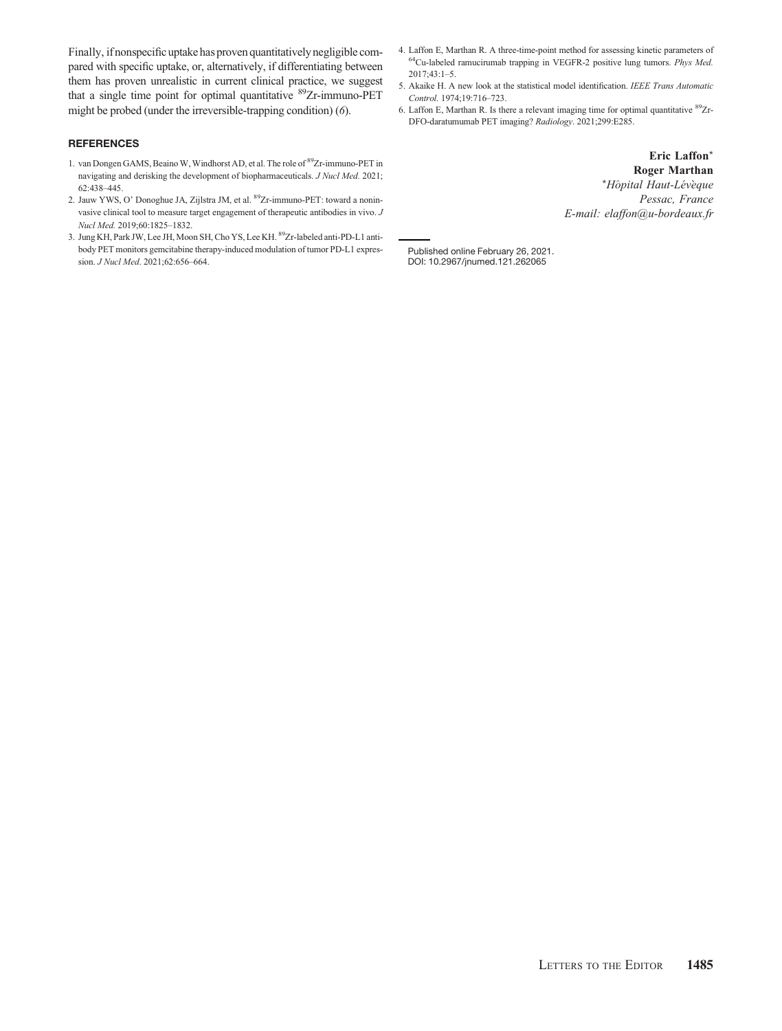Finally, if nonspecific uptake has proven quantitatively negligible compared with specific uptake, or, alternatively, if differentiating between them has proven unrealistic in current clinical practice, we suggest that a single time point for optimal quantitative $^{89}$Zr-immuno-PET might be probed (under the irreversible-trapping condition) (*6*).

## REFERENCES

1. van Dongen GAMS, Beaino W, Windhorst AD, et al. The role of $^{89}$Zr-immuno-PET in navigating and derisking the development of biopharmaceuticals. *J Nucl Med.* 2021; 62:438–445.
2. Jauw YWS, O' Donoghue JA, Zijlstra JM, et al. $^{89}$Zr-immuno-PET: toward a noninvasive clinical tool to measure target engagement of therapeutic antibodies in vivo. *J Nucl Med.* 2019;60:1825–1832.
3. Jung KH, Park JW, Lee JH, Moon SH, Cho YS, Lee KH. $^{89}$Zr-labeled anti-PD-L1 antibody PET monitors gemcitabine therapy-induced modulation of tumor PD-L1 expression. *J Nucl Med*. 2021;62:656–664.
4. Laffon E, Marthan R. A three-time-point method for assessing kinetic parameters of $^{64}$Cu-labeled ramucirumab trapping in VEGFR-2 positive lung tumors. *Phys Med.* 2017;43:1–5.
5. Akaike H. A new look at the statistical model identification. *IEEE Trans Automatic Control.* 1974;19:716–723.
6. Laffon E, Marthan R. Is there a relevant imaging time for optimal quantitative $^{89}$Zr-DFO-daratumumab PET imaging? *Radiology*. 2021;299:E285.

**Eric Laffon***
**Roger Marthan**
**Hôpital Haut-Lévèque*
*Pessac, France*
*E-mail: elaffon@u-bordeaux.fr*

Published online February 26, 2021.
DOI: 10.2967/jnumed.121.262065